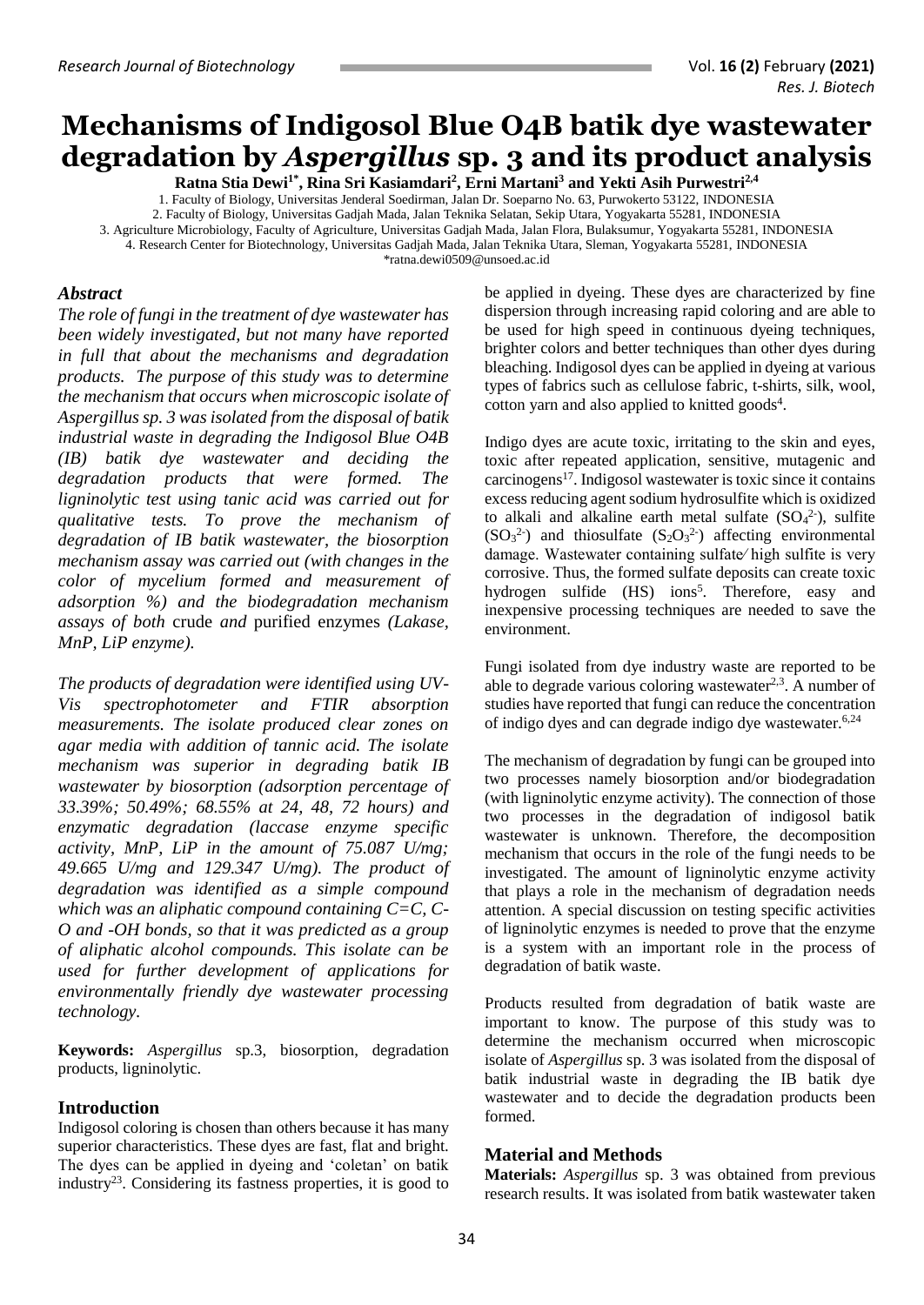# Mechanisms of Indigosol Blue O4B batik dye wastewater degradation by *Aspergillus* sp. 3 and its product analysis

**Ratna Stia Dewi[1*], Rina Sri Kasiamdari[2], Erni Martani[3] and Yekti Asih Purwestri[2,4]**

1. Faculty of Biology, Universitas Jenderal Soedirman, Jalan Dr. Soeparno No. 63, Purwokerto 53122, INDONESIA
2. Faculty of Biology, Universitas Gadjah Mada, Jalan Teknika Selatan, Sekip Utara, Yogyakarta 55281, INDONESIA
3. Agriculture Microbiology, Faculty of Agriculture, Universitas Gadjah Mada, Jalan Flora, Bulaksumur, Yogyakarta 55281, INDONESIA
4. Research Center for Biotechnology, Universitas Gadjah Mada, Jalan Teknika Utara, Sleman, Yogyakarta 55281, INDONESIA

*ratna.dewi0509@unsoed.ac.id

## *Abstract*

*The role of fungi in the treatment of dye wastewater has been widely investigated, but not many have reported in full that about the mechanisms and degradation products. The purpose of this study was to determine the mechanism that occurs when microscopic isolate of Aspergillus sp. 3 was isolated from the disposal of batik industrial waste in degrading the Indigosol Blue O4B (IB) batik dye wastewater and deciding the degradation products that were formed. The ligninolytic test using tanic acid was carried out for qualitative tests. To prove the mechanism of degradation of IB batik wastewater, the biosorption mechanism assay was carried out (with changes in the color of mycelium formed and measurement of adsorption %) and the biodegradation mechanism assays of both* crude *and* purified enzymes *(Lakase, MnP, LiP enzyme).*

*The products of degradation were identified using UV-Vis spectrophotometer and FTIR absorption measurements. The isolate produced clear zones on agar media with addition of tannic acid. The isolate mechanism was superior in degrading batik IB wastewater by biosorption (adsorption percentage of 33.39%; 50.49%; 68.55% at 24, 48, 72 hours) and enzymatic degradation (laccase enzyme specific activity, MnP, LiP in the amount of 75.087 U/mg; 49.665 U/mg and 129.347 U/mg). The product of degradation was identified as a simple compound which was an aliphatic compound containing C=C, C-O and -OH bonds, so that it was predicted as a group of aliphatic alcohol compounds. This isolate can be used for further development of applications for environmentally friendly dye wastewater processing technology.*

**Keywords:** *Aspergillus* sp.3, biosorption, degradation products, ligninolytic.

## Introduction

Indigosol coloring is chosen than others because it has many superior characteristics. These dyes are fast, flat and bright. The dyes can be applied in dyeing and 'coletan' on batik industry[23]. Considering its fastness properties, it is good to be applied in dyeing. These dyes are characterized by fine dispersion through increasing rapid coloring and are able to be used for high speed in continuous dyeing techniques, brighter colors and better techniques than other dyes during bleaching. Indigosol dyes can be applied in dyeing at various types of fabrics such as cellulose fabric, t-shirts, silk, wool, cotton yarn and also applied to knitted goods[4].

Indigo dyes are acute toxic, irritating to the skin and eyes, toxic after repeated application, sensitive, mutagenic and carcinogens[17]. Indigosol wastewater is toxic since it contains excess reducing agent sodium hydrosulfite which is oxidized to alkali and alkaline earth metal sulfate ($SO_4^{2-}$), sulfite ($SO_3^{2-}$) and thiosulfate ($S_2O_3^{2-}$) affecting environmental damage. Wastewater containing sulfate/ high sulfite is very corrosive. Thus, the formed sulfate deposits can create toxic hydrogen sulfide (HS) ions[5]. Therefore, easy and inexpensive processing techniques are needed to save the environment.

Fungi isolated from dye industry waste are reported to be able to degrade various coloring wastewater[2,3]. A number of studies have reported that fungi can reduce the concentration of indigo dyes and can degrade indigo dye wastewater.[6,24]

The mechanism of degradation by fungi can be grouped into two processes namely biosorption and/or biodegradation (with ligninolytic enzyme activity). The connection of those two processes in the degradation of indigosol batik wastewater is unknown. Therefore, the decomposition mechanism that occurs in the role of the fungi needs to be investigated. The amount of ligninolytic enzyme activity that plays a role in the mechanism of degradation needs attention. A special discussion on testing specific activities of ligninolytic enzymes is needed to prove that the enzyme is a system with an important role in the process of degradation of batik waste.

Products resulted from degradation of batik waste are important to know. The purpose of this study was to determine the mechanism occurred when microscopic isolate of *Aspergillus* sp. 3 was isolated from the disposal of batik industrial waste in degrading the IB batik dye wastewater and to decide the degradation products been formed.

## Material and Methods

**Materials:** *Aspergillus* sp. 3 was obtained from previous research results. It was isolated from batik wastewater taken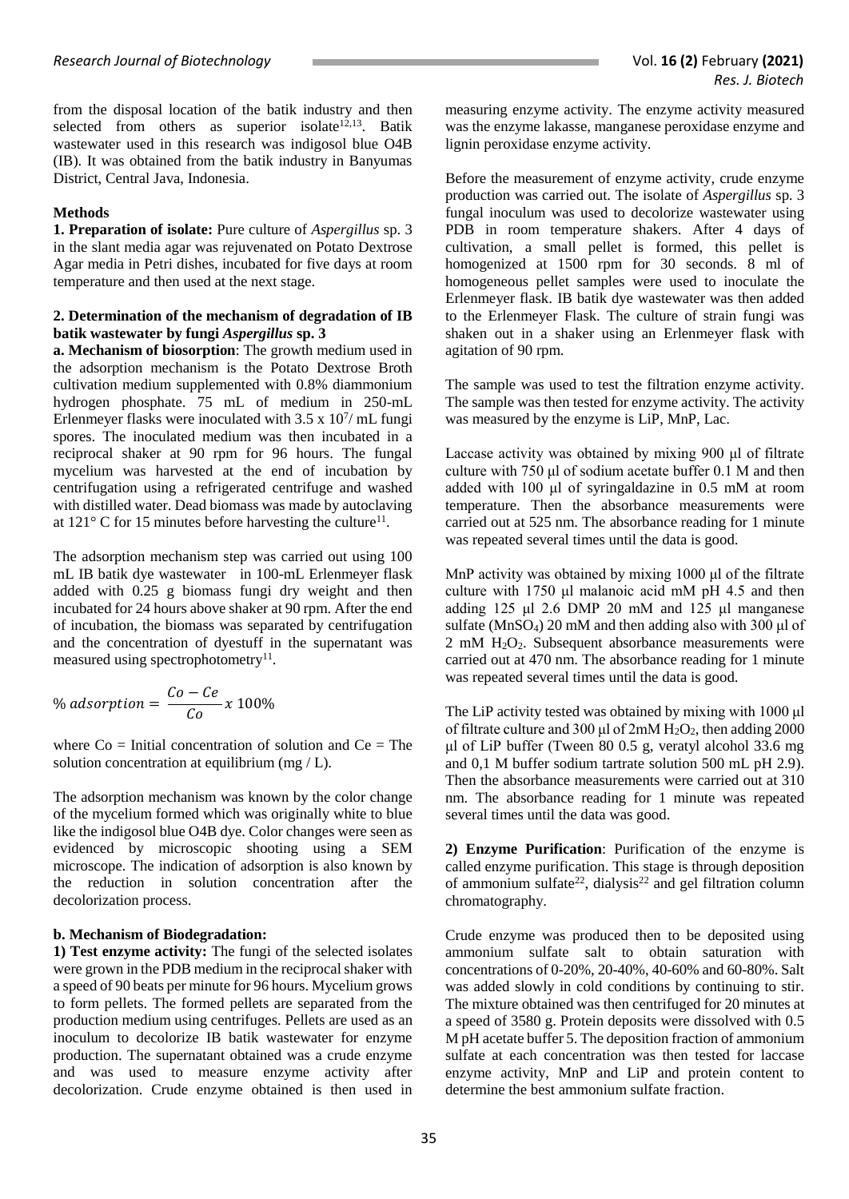from the disposal location of the batik industry and then selected from others as superior isolate[12,13]. Batik wastewater used in this research was indigosol blue O4B (IB). It was obtained from the batik industry in Banyumas District, Central Java, Indonesia.

**Methods**

**1. Preparation of isolate:** Pure culture of *Aspergillus* sp. 3 in the slant media agar was rejuvenated on Potato Dextrose Agar media in Petri dishes, incubated for five days at room temperature and then used at the next stage.

**2. Determination of the mechanism of degradation of IB batik wastewater by fungi *Aspergillus* sp. 3**

**a. Mechanism of biosorption**: The growth medium used in the adsorption mechanism is the Potato Dextrose Broth cultivation medium supplemented with 0.8% diammonium hydrogen phosphate. 75 mL of medium in 250-mL Erlenmeyer flasks were inoculated with 3.5 x $10^7$/ mL fungi spores. The inoculated medium was then incubated in a reciprocal shaker at 90 rpm for 96 hours. The fungal mycelium was harvested at the end of incubation by centrifugation using a refrigerated centrifuge and washed with distilled water. Dead biomass was made by autoclaving at 121° C for 15 minutes before harvesting the culture[11].

The adsorption mechanism step was carried out using 100 mL IB batik dye wastewater in 100-mL Erlenmeyer flask added with 0.25 g biomass fungi dry weight and then incubated for 24 hours above shaker at 90 rpm. After the end of incubation, the biomass was separated by centrifugation and the concentration of dyestuff in the supernatant was measured using spectrophotometry[11].

$$\%\ adsorption = \frac{Co - Ce}{Co} x\ 100\%$$

where Co = Initial concentration of solution and Ce = The solution concentration at equilibrium (mg / L).

The adsorption mechanism was known by the color change of the mycelium formed which was originally white to blue like the indigosol blue O4B dye. Color changes were seen as evidenced by microscopic shooting using a SEM microscope. The indication of adsorption is also known by the reduction in solution concentration after the decolorization process.

**b. Mechanism of Biodegradation:**

**1) Test enzyme activity:** The fungi of the selected isolates were grown in the PDB medium in the reciprocal shaker with a speed of 90 beats per minute for 96 hours. Mycelium grows to form pellets. The formed pellets are separated from the production medium using centrifuges. Pellets are used as an inoculum to decolorize IB batik wastewater for enzyme production. The supernatant obtained was a crude enzyme and was used to measure enzyme activity after decolorization. Crude enzyme obtained is then used in measuring enzyme activity. The enzyme activity measured was the enzyme lakasse, manganese peroxidase enzyme and lignin peroxidase enzyme activity.

Before the measurement of enzyme activity, crude enzyme production was carried out. The isolate of *Aspergillus* sp. 3 fungal inoculum was used to decolorize wastewater using PDB in room temperature shakers. After 4 days of cultivation, a small pellet is formed, this pellet is homogenized at 1500 rpm for 30 seconds. 8 ml of homogeneous pellet samples were used to inoculate the Erlenmeyer flask. IB batik dye wastewater was then added to the Erlenmeyer Flask. The culture of strain fungi was shaken out in a shaker using an Erlenmeyer flask with agitation of 90 rpm.

The sample was used to test the filtration enzyme activity. The sample was then tested for enzyme activity. The activity was measured by the enzyme is LiP, MnP, Lac.

Laccase activity was obtained by mixing 900 μl of filtrate culture with 750 μl of sodium acetate buffer 0.1 M and then added with 100 μl of syringaldazine in 0.5 mM at room temperature. Then the absorbance measurements were carried out at 525 nm. The absorbance reading for 1 minute was repeated several times until the data is good.

MnP activity was obtained by mixing 1000 μl of the filtrate culture with 1750 μl malanoic acid mM pH 4.5 and then adding 125 μl 2.6 DMP 20 mM and 125 μl manganese sulfate ($MnSO_4$) 20 mM and then adding also with 300 μl of 2 mM $H_2O_2$. Subsequent absorbance measurements were carried out at 470 nm. The absorbance reading for 1 minute was repeated several times until the data is good.

The LiP activity tested was obtained by mixing with 1000 μl of filtrate culture and 300 μl of 2mM $H_2O_2$, then adding 2000 μl of LiP buffer (Tween 80 0.5 g, veratyl alcohol 33.6 mg and 0,1 M buffer sodium tartrate solution 500 mL pH 2.9). Then the absorbance measurements were carried out at 310 nm. The absorbance reading for 1 minute was repeated several times until the data was good.

**2) Enzyme Purification**: Purification of the enzyme is called enzyme purification. This stage is through deposition of ammonium sulfate[22], dialysis[22] and gel filtration column chromatography.

Crude enzyme was produced then to be deposited using ammonium sulfate salt to obtain saturation with concentrations of 0-20%, 20-40%, 40-60% and 60-80%. Salt was added slowly in cold conditions by continuing to stir. The mixture obtained was then centrifuged for 20 minutes at a speed of 3580 g. Protein deposits were dissolved with 0.5 M pH acetate buffer 5. The deposition fraction of ammonium sulfate at each concentration was then tested for laccase enzyme activity, MnP and LiP and protein content to determine the best ammonium sulfate fraction.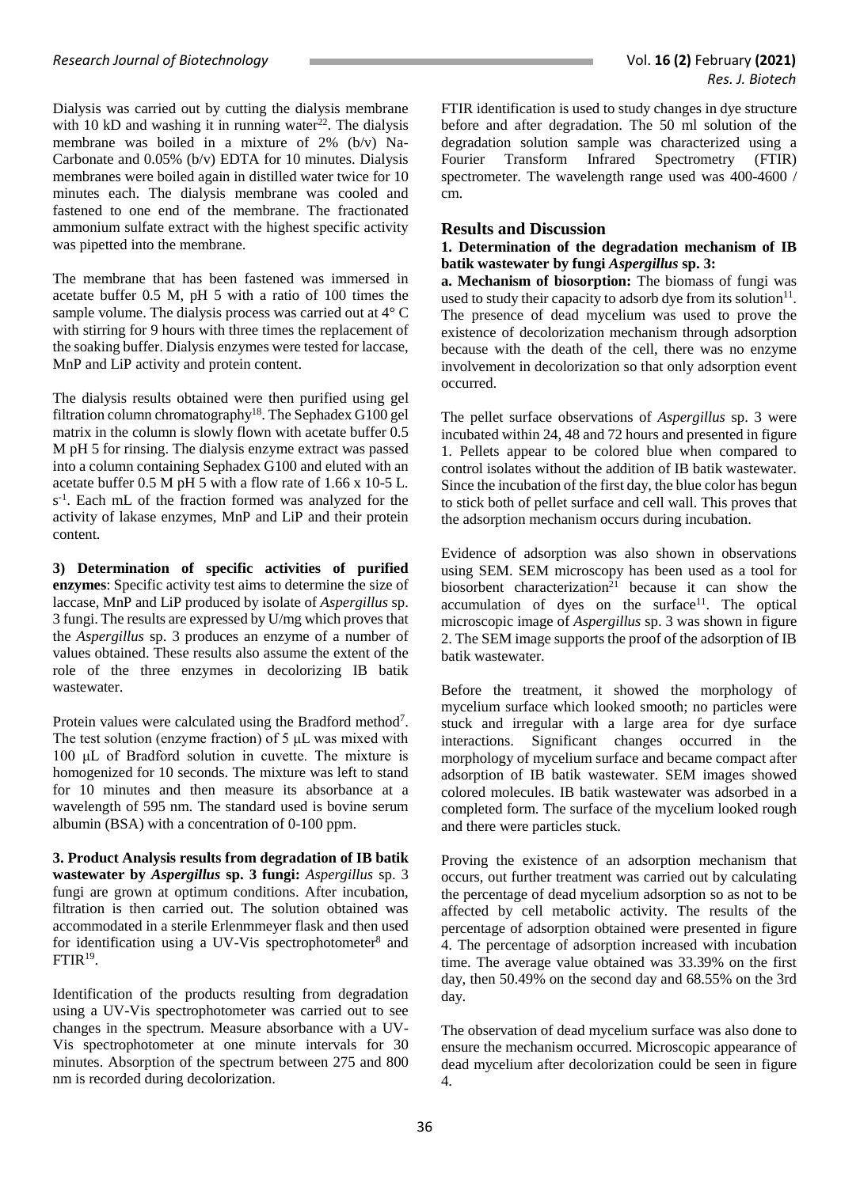Dialysis was carried out by cutting the dialysis membrane with 10 kD and washing it in running water[22]. The dialysis membrane was boiled in a mixture of 2% (b/v) Na-Carbonate and 0.05% (b/v) EDTA for 10 minutes. Dialysis membranes were boiled again in distilled water twice for 10 minutes each. The dialysis membrane was cooled and fastened to one end of the membrane. The fractionated ammonium sulfate extract with the highest specific activity was pipetted into the membrane.

The membrane that has been fastened was immersed in acetate buffer 0.5 M, pH 5 with a ratio of 100 times the sample volume. The dialysis process was carried out at 4° C with stirring for 9 hours with three times the replacement of the soaking buffer. Dialysis enzymes were tested for laccase, MnP and LiP activity and protein content.

The dialysis results obtained were then purified using gel filtration column chromatography[18]. The Sephadex G100 gel matrix in the column is slowly flown with acetate buffer 0.5 M pH 5 for rinsing. The dialysis enzyme extract was passed into a column containing Sephadex G100 and eluted with an acetate buffer 0.5 M pH 5 with a flow rate of 1.66 x 10-5 L. $s^{-1}$. Each mL of the fraction formed was analyzed for the activity of lakase enzymes, MnP and LiP and their protein content.

**3) Determination of specific activities of purified enzymes**: Specific activity test aims to determine the size of laccase, MnP and LiP produced by isolate of *Aspergillus* sp. 3 fungi. The results are expressed by U/mg which proves that the *Aspergillus* sp. 3 produces an enzyme of a number of values obtained. These results also assume the extent of the role of the three enzymes in decolorizing IB batik wastewater.

Protein values were calculated using the Bradford method[7]. The test solution (enzyme fraction) of 5 μL was mixed with 100 μL of Bradford solution in cuvette. The mixture is homogenized for 10 seconds. The mixture was left to stand for 10 minutes and then measure its absorbance at a wavelength of 595 nm. The standard used is bovine serum albumin (BSA) with a concentration of 0-100 ppm.

**3. Product Analysis results from degradation of IB batik wastewater by *Aspergillus* sp. 3 fungi:** *Aspergillus* sp. 3 fungi are grown at optimum conditions. After incubation, filtration is then carried out. The solution obtained was accommodated in a sterile Erlenmmeyer flask and then used for identification using a UV-Vis spectrophotometer[8] and FTIR[19].

Identification of the products resulting from degradation using a UV-Vis spectrophotometer was carried out to see changes in the spectrum. Measure absorbance with a UV-Vis spectrophotometer at one minute intervals for 30 minutes. Absorption of the spectrum between 275 and 800 nm is recorded during decolorization.

FTIR identification is used to study changes in dye structure before and after degradation. The 50 ml solution of the degradation solution sample was characterized using a Fourier Transform Infrared Spectrometry (FTIR) spectrometer. The wavelength range used was 400-4600 / cm.

## Results and Discussion

**1. Determination of the degradation mechanism of IB batik wastewater by fungi *Aspergillus* sp. 3:**

**a. Mechanism of biosorption:** The biomass of fungi was used to study their capacity to adsorb dye from its solution[11]. The presence of dead mycelium was used to prove the existence of decolorization mechanism through adsorption because with the death of the cell, there was no enzyme involvement in decolorization so that only adsorption event occurred.

The pellet surface observations of *Aspergillus* sp. 3 were incubated within 24, 48 and 72 hours and presented in figure 1. Pellets appear to be colored blue when compared to control isolates without the addition of IB batik wastewater. Since the incubation of the first day, the blue color has begun to stick both of pellet surface and cell wall. This proves that the adsorption mechanism occurs during incubation.

Evidence of adsorption was also shown in observations using SEM. SEM microscopy has been used as a tool for biosorbent characterization[21] because it can show the accumulation of dyes on the surface[11]. The optical microscopic image of *Aspergillus* sp. 3 was shown in figure 2. The SEM image supports the proof of the adsorption of IB batik wastewater.

Before the treatment, it showed the morphology of mycelium surface which looked smooth; no particles were stuck and irregular with a large area for dye surface interactions. Significant changes occurred in the morphology of mycelium surface and became compact after adsorption of IB batik wastewater. SEM images showed colored molecules. IB batik wastewater was adsorbed in a completed form. The surface of the mycelium looked rough and there were particles stuck.

Proving the existence of an adsorption mechanism that occurs, out further treatment was carried out by calculating the percentage of dead mycelium adsorption so as not to be affected by cell metabolic activity. The results of the percentage of adsorption obtained were presented in figure 4. The percentage of adsorption increased with incubation time. The average value obtained was 33.39% on the first day, then 50.49% on the second day and 68.55% on the 3rd day.

The observation of dead mycelium surface was also done to ensure the mechanism occurred. Microscopic appearance of dead mycelium after decolorization could be seen in figure 4.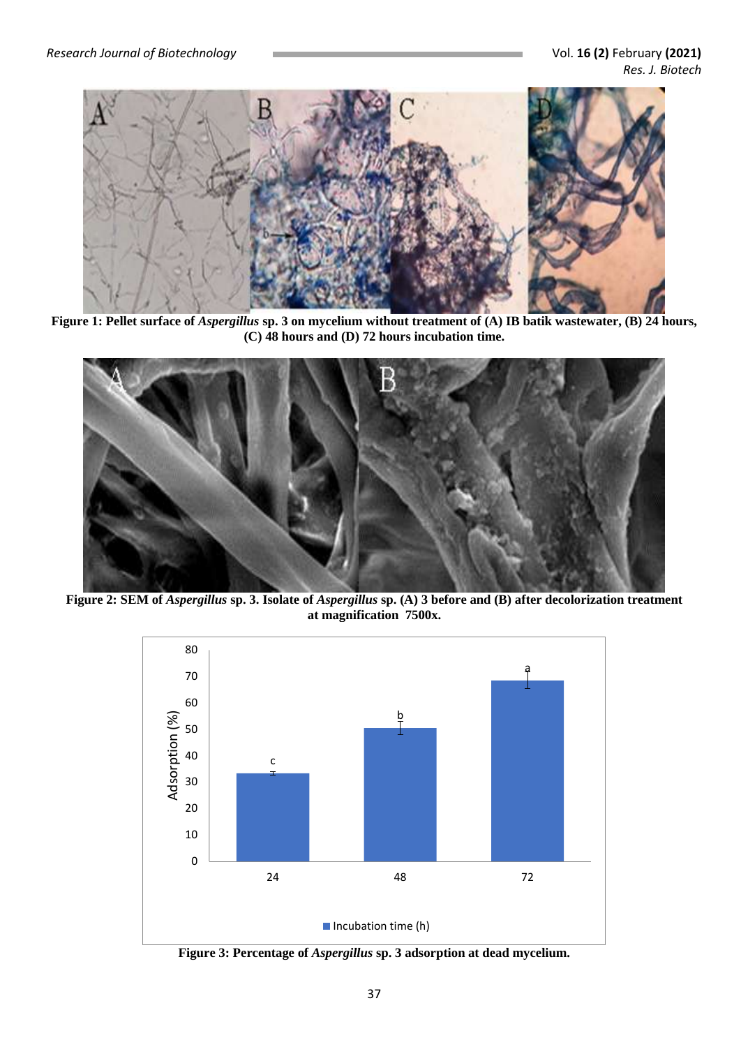**Figure 1: Pellet surface of *Aspergillus* sp. 3 on mycelium without treatment of (A) IB batik wastewater, (B) 24 hours, (C) 48 hours and (D) 72 hours incubation time.**

**Figure 2: SEM of *Aspergillus* sp. 3. Isolate of *Aspergillus* sp. (A) 3 before and (B) after decolorization treatment at magnification 7500x.**

**Figure 3: Percentage of *Aspergillus* sp. 3 adsorption at dead mycelium.**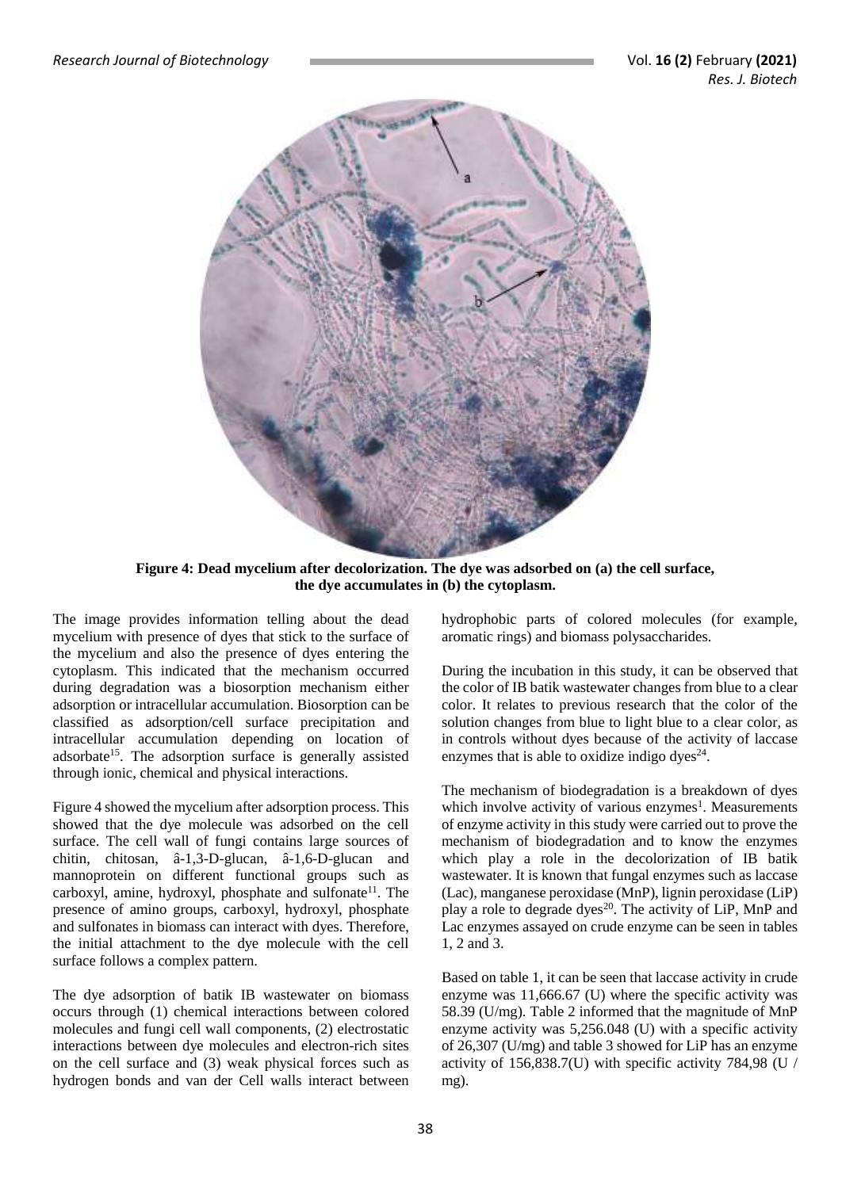**Figure 4: Dead mycelium after decolorization. The dye was adsorbed on (a) the cell surface, the dye accumulates in (b) the cytoplasm.**

The image provides information telling about the dead mycelium with presence of dyes that stick to the surface of the mycelium and also the presence of dyes entering the cytoplasm. This indicated that the mechanism occurred during degradation was a biosorption mechanism either adsorption or intracellular accumulation. Biosorption can be classified as adsorption/cell surface precipitation and intracellular accumulation depending on location of adsorbate[15]. The adsorption surface is generally assisted through ionic, chemical and physical interactions.

Figure 4 showed the mycelium after adsorption process. This showed that the dye molecule was adsorbed on the cell surface. The cell wall of fungi contains large sources of chitin, chitosan, â-1,3-D-glucan, â-1,6-D-glucan and mannoprotein on different functional groups such as carboxyl, amine, hydroxyl, phosphate and sulfonate[11]. The presence of amino groups, carboxyl, hydroxyl, phosphate and sulfonates in biomass can interact with dyes. Therefore, the initial attachment to the dye molecule with the cell surface follows a complex pattern.

The dye adsorption of batik IB wastewater on biomass occurs through (1) chemical interactions between colored molecules and fungi cell wall components, (2) electrostatic interactions between dye molecules and electron-rich sites on the cell surface and (3) weak physical forces such as hydrogen bonds and van der Cell walls interact between hydrophobic parts of colored molecules (for example, aromatic rings) and biomass polysaccharides.

During the incubation in this study, it can be observed that the color of IB batik wastewater changes from blue to a clear color. It relates to previous research that the color of the solution changes from blue to light blue to a clear color, as in controls without dyes because of the activity of laccase enzymes that is able to oxidize indigo dyes[24].

The mechanism of biodegradation is a breakdown of dyes which involve activity of various enzymes[1]. Measurements of enzyme activity in this study were carried out to prove the mechanism of biodegradation and to know the enzymes which play a role in the decolorization of IB batik wastewater. It is known that fungal enzymes such as laccase (Lac), manganese peroxidase (MnP), lignin peroxidase (LiP) play a role to degrade dyes[20]. The activity of LiP, MnP and Lac enzymes assayed on crude enzyme can be seen in tables 1, 2 and 3.

Based on table 1, it can be seen that laccase activity in crude enzyme was 11,666.67 (U) where the specific activity was 58.39 (U/mg). Table 2 informed that the magnitude of MnP enzyme activity was 5,256.048 (U) with a specific activity of 26,307 (U/mg) and table 3 showed for LiP has an enzyme activity of 156,838.7(U) with specific activity 784,98 (U / mg).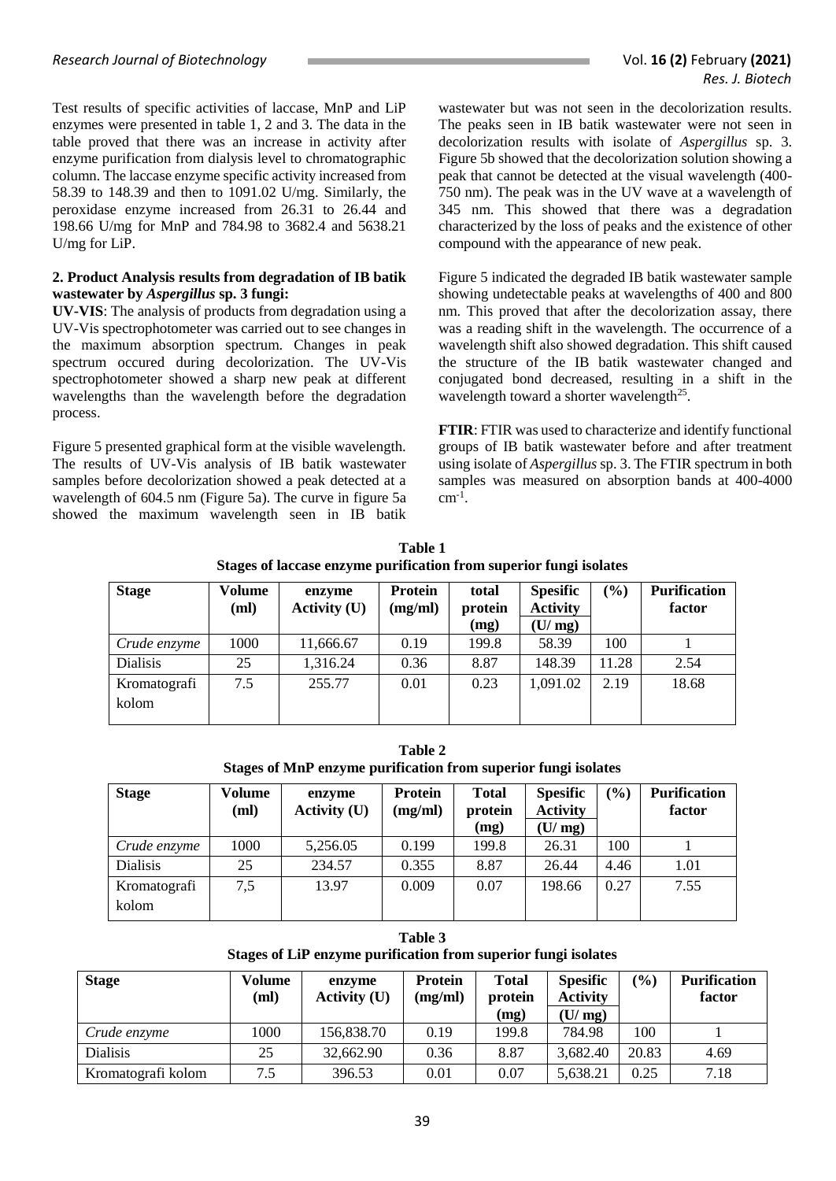Test results of specific activities of laccase, MnP and LiP enzymes were presented in table 1, 2 and 3. The data in the table proved that there was an increase in activity after enzyme purification from dialysis level to chromatographic column. The laccase enzyme specific activity increased from 58.39 to 148.39 and then to 1091.02 U/mg. Similarly, the peroxidase enzyme increased from 26.31 to 26.44 and 198.66 U/mg for MnP and 784.98 to 3682.4 and 5638.21 U/mg for LiP.

**2. Product Analysis results from degradation of IB batik wastewater by *Aspergillus* sp. 3 fungi:**

**UV-VIS**: The analysis of products from degradation using a UV-Vis spectrophotometer was carried out to see changes in the maximum absorption spectrum. Changes in peak spectrum occured during decolorization. The UV-Vis spectrophotometer showed a sharp new peak at different wavelengths than the wavelength before the degradation process.

Figure 5 presented graphical form at the visible wavelength. The results of UV-Vis analysis of IB batik wastewater samples before decolorization showed a peak detected at a wavelength of 604.5 nm (Figure 5a). The curve in figure 5a showed the maximum wavelength seen in IB batik wastewater but was not seen in the decolorization results. The peaks seen in IB batik wastewater were not seen in decolorization results with isolate of *Aspergillus* sp. 3. Figure 5b showed that the decolorization solution showing a peak that cannot be detected at the visual wavelength (400-750 nm). The peak was in the UV wave at a wavelength of 345 nm. This showed that there was a degradation characterized by the loss of peaks and the existence of other compound with the appearance of new peak.

Figure 5 indicated the degraded IB batik wastewater sample showing undetectable peaks at wavelengths of 400 and 800 nm. This proved that after the decolorization assay, there was a reading shift in the wavelength. The occurrence of a wavelength shift also showed degradation. This shift caused the structure of the IB batik wastewater changed and conjugated bond decreased, resulting in a shift in the wavelength toward a shorter wavelength[25].

**FTIR**: FTIR was used to characterize and identify functional groups of IB batik wastewater before and after treatment using isolate of *Aspergillus* sp. 3. The FTIR spectrum in both samples was measured on absorption bands at 400-4000 $cm^{-1}$.

**Table 1**
**Stages of laccase enzyme purification from superior fungi isolates**

| Stage | Volume (ml) | enzyme Activity (U) | Protein (mg/ml) | total protein (mg) | Spesific Activity (U/ mg) | (%) | Purification factor |
|---|---|---|---|---|---|---|---|
| *Crude enzyme* | 1000 | 11,666.67 | 0.19 | 199.8 | 58.39 | 100 | 1 |
| Dialisis | 25 | 1,316.24 | 0.36 | 8.87 | 148.39 | 11.28 | 2.54 |
| Kromatografi kolom | 7.5 | 255.77 | 0.01 | 0.23 | 1,091.02 | 2.19 | 18.68 |

**Table 2**
**Stages of MnP enzyme purification from superior fungi isolates**

| Stage | Volume (ml) | enzyme Activity (U) | Protein (mg/ml) | Total protein (mg) | Spesific Activity (U/ mg) | (%) | Purification factor |
|---|---|---|---|---|---|---|---|
| *Crude enzyme* | 1000 | 5,256.05 | 0.199 | 199.8 | 26.31 | 100 | 1 |
| Dialisis | 25 | 234.57 | 0.355 | 8.87 | 26.44 | 4.46 | 1.01 |
| Kromatografi kolom | 7,5 | 13.97 | 0.009 | 0.07 | 198.66 | 0.27 | 7.55 |

**Table 3**
**Stages of LiP enzyme purification from superior fungi isolates**

| Stage | Volume (ml) | enzyme Activity (U) | Protein (mg/ml) | Total protein (mg) | Spesific Activity (U/ mg) | (%) | Purification factor |
|---|---|---|---|---|---|---|---|
| *Crude enzyme* | 1000 | 156,838.70 | 0.19 | 199.8 | 784.98 | 100 | 1 |
| Dialisis | 25 | 32,662.90 | 0.36 | 8.87 | 3,682.40 | 20.83 | 4.69 |
| Kromatografi kolom | 7.5 | 396.53 | 0.01 | 0.07 | 5,638.21 | 0.25 | 7.18 |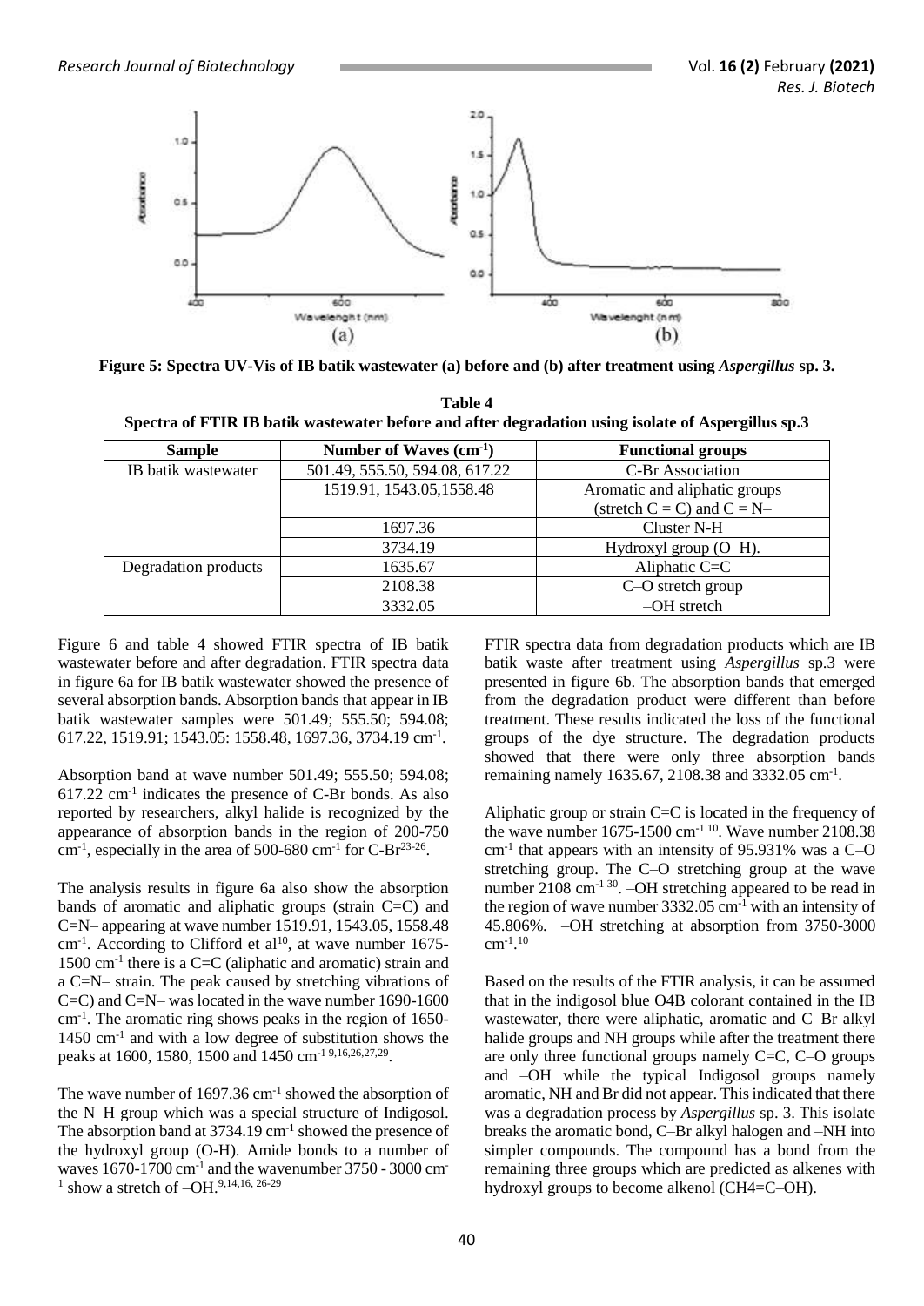Figure 5: Spectra UV-Vis of IB batik wastewater (a) before and (b) after treatment using *Aspergillus* sp. 3.

**Table 4**
**Spectra of FTIR IB batik wastewater before and after degradation using isolate of Aspergillus sp.3**

| Sample | Number of Waves ($cm^{-1}$) | Functional groups |
|---|---|---|
| IB batik wastewater | 501.49, 555.50, 594.08, 617.22 | C-Br Association |
| | 1519.91, 1543.05,1558.48 | Aromatic and aliphatic groups (stretch C = C) and C = N– |
| | 1697.36 | Cluster N-H |
| | 3734.19 | Hydroxyl group (O–H). |
| Degradation products | 1635.67 | Aliphatic C=C |
| | 2108.38 | C–O stretch group |
| | 3332.05 | –OH stretch |

Figure 6 and table 4 showed FTIR spectra of IB batik wastewater before and after degradation. FTIR spectra data in figure 6a for IB batik wastewater showed the presence of several absorption bands. Absorption bands that appear in IB batik wastewater samples were 501.49; 555.50; 594.08; 617.22, 1519.91; 1543.05: 1558.48, 1697.36, 3734.19 $cm^{-1}$.

Absorption band at wave number 501.49; 555.50; 594.08; 617.22 $cm^{-1}$ indicates the presence of C-Br bonds. As also reported by researchers, alkyl halide is recognized by the appearance of absorption bands in the region of 200-750 $cm^{-1}$, especially in the area of 500-680 $cm^{-1}$ for C-Br[23-26].

The analysis results in figure 6a also show the absorption bands of aromatic and aliphatic groups (strain C=C) and C=N– appearing at wave number 1519.91, 1543.05, 1558.48 $cm^{-1}$. According to Clifford et al[10], at wave number 1675-1500 $cm^{-1}$ there is a C=C (aliphatic and aromatic) strain and a C=N– strain. The peak caused by stretching vibrations of C=C) and C=N– was located in the wave number 1690-1600 $cm^{-1}$. The aromatic ring shows peaks in the region of 1650-1450 $cm^{-1}$ and with a low degree of substitution shows the peaks at 1600, 1580, 1500 and 1450 $cm^{-1}$ [9,16,26,27,29].

The wave number of 1697.36 $cm^{-1}$ showed the absorption of the N–H group which was a special structure of Indigosol. The absorption band at 3734.19 $cm^{-1}$ showed the presence of the hydroxyl group (O-H). Amide bonds to a number of waves 1670-1700 $cm^{-1}$ and the wavenumber 3750 - 3000 $cm^{-1}$ show a stretch of –OH.[9,14,16, 26-29]

FTIR spectra data from degradation products which are IB batik waste after treatment using *Aspergillus* sp.3 were presented in figure 6b. The absorption bands that emerged from the degradation product were different than before treatment. These results indicated the loss of the functional groups of the dye structure. The degradation products showed that there were only three absorption bands remaining namely 1635.67, 2108.38 and 3332.05 $cm^{-1}$.

Aliphatic group or strain C=C is located in the frequency of the wave number 1675-1500 $cm^{-1}$ [10]. Wave number 2108.38 $cm^{-1}$ that appears with an intensity of 95.931% was a C–O stretching group. The C–O stretching group at the wave number 2108 $cm^{-1}$ [30]. –OH stretching appeared to be read in the region of wave number 3332.05 $cm^{-1}$ with an intensity of 45.806%. –OH stretching at absorption from 3750-3000 $cm^{-1}$.[10]

Based on the results of the FTIR analysis, it can be assumed that in the indigosol blue O4B colorant contained in the IB wastewater, there were aliphatic, aromatic and C–Br alkyl halide groups and NH groups while after the treatment there are only three functional groups namely C=C, C–O groups and –OH while the typical Indigosol groups namely aromatic, NH and Br did not appear. This indicated that there was a degradation process by *Aspergillus* sp. 3. This isolate breaks the aromatic bond, C–Br alkyl halogen and –NH into simpler compounds. The compound has a bond from the remaining three groups which are predicted as alkenes with hydroxyl groups to become alkenol ($CH_4$=C–OH).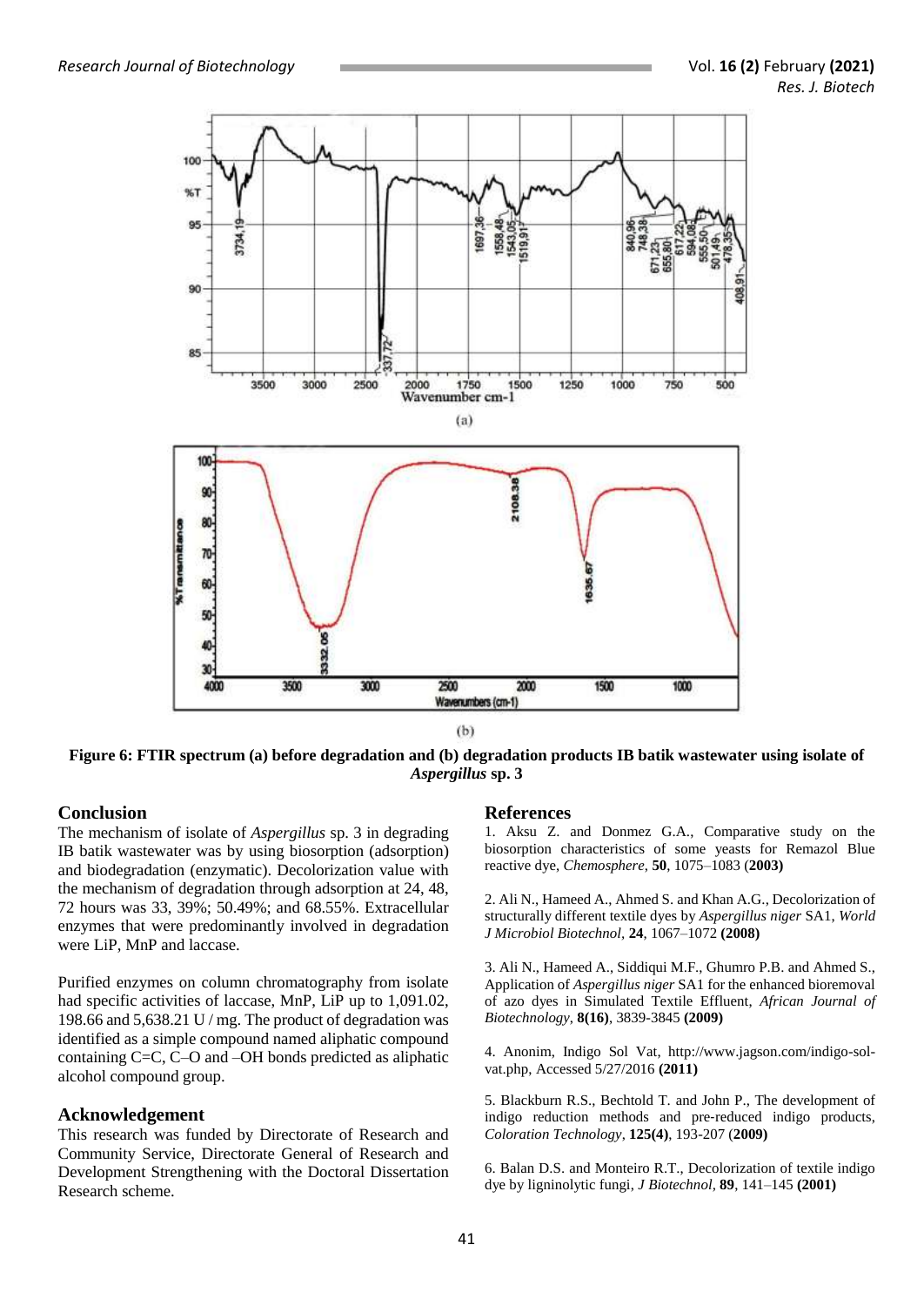Figure 6: FTIR spectrum (a) before degradation and (b) degradation products IB batik wastewater using isolate of *Aspergillus* sp. 3

## Conclusion

The mechanism of isolate of *Aspergillus* sp. 3 in degrading IB batik wastewater was by using biosorption (adsorption) and biodegradation (enzymatic). Decolorization value with the mechanism of degradation through adsorption at 24, 48, 72 hours was 33, 39%; 50.49%; and 68.55%. Extracellular enzymes that were predominantly involved in degradation were LiP, MnP and laccase.

Purified enzymes on column chromatography from isolate had specific activities of laccase, MnP, LiP up to 1,091.02, 198.66 and 5,638.21 U / mg. The product of degradation was identified as a simple compound named aliphatic compound containing C=C, C–O and –OH bonds predicted as aliphatic alcohol compound group.

## Acknowledgement

This research was funded by Directorate of Research and Community Service, Directorate General of Research and Development Strengthening with the Doctoral Dissertation Research scheme.

## References

1. Aksu Z. and Donmez G.A., Comparative study on the biosorption characteristics of some yeasts for Remazol Blue reactive dye, *Chemosphere*, **50**, 1075–1083 (**2003**)

2. Ali N., Hameed A., Ahmed S. and Khan A.G., Decolorization of structurally different textile dyes by *Aspergillus niger* SA1, *World J Microbiol Biotechnol*, **24**, 1067–1072 **(2008)**

3. Ali N., Hameed A., Siddiqui M.F., Ghumro P.B. and Ahmed S., Application of *Aspergillus niger* SA1 for the enhanced bioremoval of azo dyes in Simulated Textile Effluent, *African Journal of Biotechnology*, **8(16)**, 3839-3845 **(2009)**

4. Anonim, Indigo Sol Vat, http://www.jagson.com/indigo-sol-vat.php, Accessed 5/27/2016 **(2011)**

5. Blackburn R.S., Bechtold T. and John P., The development of indigo reduction methods and pre-reduced indigo products, *Coloration Technology*, **125(4)**, 193-207 (**2009**)

6. Balan D.S. and Monteiro R.T., Decolorization of textile indigo dye by ligninolytic fungi, *J Biotechnol*, **89**, 141–145 **(2001)**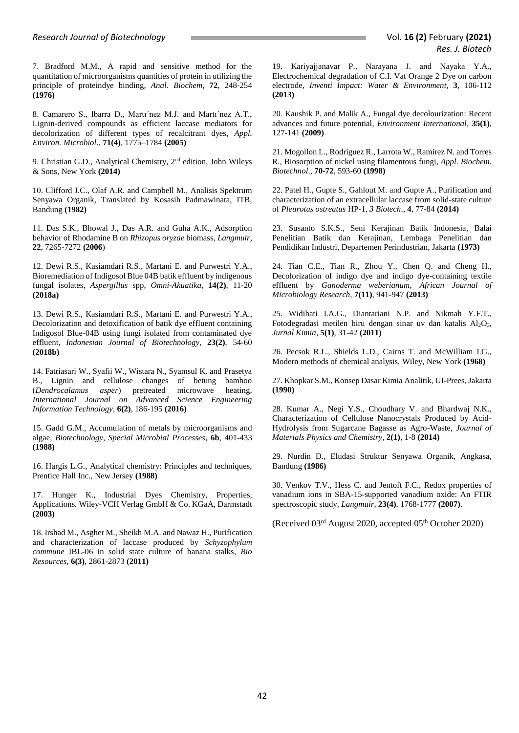7. Bradford M.M., A rapid and sensitive method for the quantitation of microorganisms quantities of protein in utilizing the principle of proteindye binding, *Anal. Biochem*, **72**, 248-254 **(1976)**

8. Camarero S., Ibarra D., Martı´nez M.J. and Martı´nez A.T., Lignin-derived compounds as efficient laccase mediators for decolorization of different types of recalcitrant dyes, *Appl. Environ. Microbiol*., **71(4)**, 1775–1784 **(2005)**

9. Christian G.D., Analytical Chemistry, 2nd edition, John Wileys & Sons, New York **(2014)**

10. Clifford J.C., Olaf A.R. and Campbell M., Analisis Spektrum Senyawa Organik, Translated by Kosasih Padmawinata, ITB, Bandung **(1982)**

11. Das S.K., Bhowal J., Das A.R. and Guha A.K., Adsorption behavior of Rhodamine B on *Rhizopus oryzae* biomass, *Langmuir*, **22**, 7265-7272 **(2006**)

12. Dewi R.S., Kasiamdari R.S., Martani E. and Purwestri Y.A., Bioremediation of Indigosol Blue 04B batik effluent by indigenous fungal isolates, *Aspergillus* spp, *Omni-Akuatika*, **14(2)**, 11-20 **(2018a)**

13. Dewi R.S., Kasiamdari R.S., Martani E. and Purwestri Y.A., Decolorization and detoxification of batik dye effluent containing Indigosol Blue-04B using fungi isolated from contaminated dye effluent, *Indonesian Journal of Biotechnology*, **23(2)**, 54-60 **(2018b)**

14. Fatriasari W., Syafii W., Wistara N., Syamsul K. and Prasetya B., Lignin and cellulose changes of betung bamboo (*Dendrocalamus asper*) pretreated microwave heating, *International Journal on Advanced Science Engineering Information Technology*, **6(2)**, 186-195 **(2016)**

15. Gadd G.M., Accumulation of metals by microorganisms and algae, *Biotechnology*, *Special Microbial Processes*, **6b**, 401-433 **(1988)**

16. Hargis L.G., Analytical chemistry: Principles and techniques, Prentice Hall Inc., New Jersey **(1988)**

17. Hunger K., Industrial Dyes Chemistry, Properties, Applications. Wiley-VCH Verlag GmbH & Co. KGaA, Darmstadt **(2003)**

18. Irshad M., Asgher M., Sheikh M.A. and Nawaz H., Purification and characterization of laccase produced by *Schyzophylum commune* IBL-06 in solid state culture of banana stalks, *Bio Resources*, **6(3)**, 2861-2873 **(2011)**

19. Kariyajjanavar P., Narayana J. and Nayaka Y.A., Electrochemical degradation of C.I. Vat Orange 2 Dye on carbon electrode, *Inventi Impact: Water & Environment*, **3**, 106-112 **(2013)**

20. Kaushik P. and Malik A., Fungal dye decolourization: Recent advances and future potential, *Environment International*, **35(1)**, 127-141 **(2009)**

21. Mogollon L., Rodriguez R., Larrota W., Ramirez N. and Torres R., Biosorption of nickel using filamentous fungi, *Appl. Biochem. Biotechnol*., **70-72**, 593-60 **(1998)**

22. Patel H., Gupte S., Gahlout M. and Gupte A., Purification and characterization of an extracellular laccase from solid-state culture of *Pleurotus ostreatus* HP-1, *3 Biotech*., **4**, 77-84 **(2014)**

23. Susanto S.K.S., Seni Kerajinan Batik Indonesia, Balai Penelitian Batik dan Kerajinan, Lembaga Penelitian dan Pendidikan Industri, Departemen Perindustrian, Jakarta **(1973)**

24. Tian C.E., Tian R., Zhou Y., Chen Q. and Cheng H., Decolorization of indigo dye and indigo dye-containing textile effluent by *Ganoderma weberianum*, *African Journal of Microbiology Research*, **7(11)**, 941-947 **(2013)**

25. Widihati I.A.G., Diantariani N.P. and Nikmah Y.F.T., Fotodegradasi metilen biru dengan sinar uv dan katalis $Al_2O_3$, *Jurnal Kimia*, **5(1)**, 31-42 **(2011)**

26. Pecsok R.L., Shields L.D., Cairns T. and McWilliam I.G., Modern methods of chemical analysis, Wiley, New York **(1968)**

27. Khopkar S.M., Konsep Dasar Kimia Analitik, UI-Prees, Jakarta **(1990)**

28. Kumar A., Negi Y.S., Choudhary V. and Bhardwaj N.K., Characterization of Cellulose Nanocrystals Produced by Acid-Hydrolysis from Sugarcane Bagasse as Agro-Waste, *Journal of Materials Physics and Chemistry*, **2(1)**, 1-8 **(2014)**

29. Nurdin D., Eludasi Struktur Senyawa Organik, Angkasa, Bandung **(1986)**

30. Venkov T.V., Hess C. and Jentoft F.C., Redox properties of vanadium ions in SBA-15-supported vanadium oxide: An FTIR spectroscopic study, *Langmuir*, **23(4)**, 1768-1777 **(2007)**.

(Received 03rd August 2020, accepted 05th October 2020)